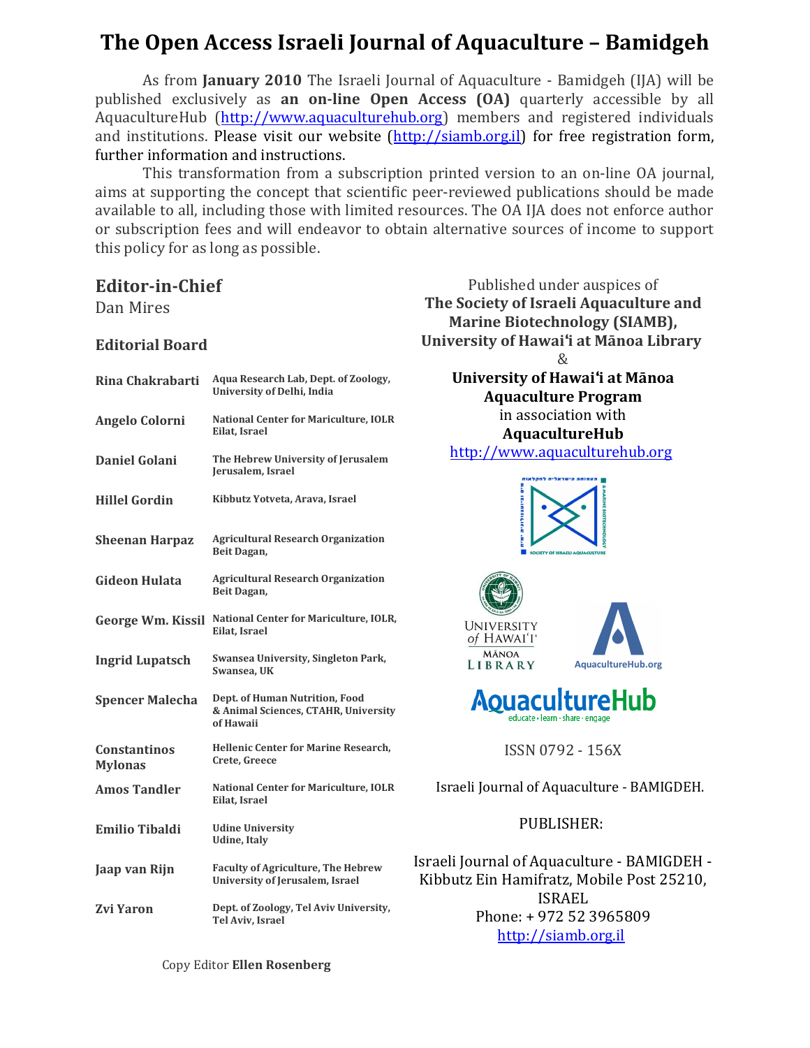# The Open Access Israeli Journal of Aquaculture – Bamidgeh

As from **January 2010** The Israeli Journal of Aquaculture - Bamidgeh (IJA) will be published exclusively as **an on-line Open Access (OA)** quarterly accessible by all AquacultureHub (http://www.aquaculturehub.org) members and registered individuals and institutions. Please visit our website (http://siamb.org.il) for free registration form, further information and instructions.

This transformation from a subscription printed version to an on-line OA journal, aims at supporting the concept that scientific peer-reviewed publications should be made available to all, including those with limited resources. The OA IJA does not enforce author or subscription fees and will endeavor to obtain alternative sources of income to support this policy for as long as possible.

## Editor-in-Chief

Dan Mires

### Editorial Board

| | |
|---|---|
| **Rina Chakrabarti** | **Aqua Research Lab, Dept. of Zoology, University of Delhi, India** |
| **Angelo Colorni** | **National Center for Mariculture, IOLR Eilat, Israel** |
| **Daniel Golani** | **The Hebrew University of Jerusalem Jerusalem, Israel** |
| **Hillel Gordin** | **Kibbutz Yotveta, Arava, Israel** |
| **Sheenan Harpaz** | **Agricultural Research Organization Beit Dagan,** |
| **Gideon Hulata** | **Agricultural Research Organization Beit Dagan,** |
| **George Wm. Kissil** | **National Center for Mariculture, IOLR, Eilat, Israel** |
| **Ingrid Lupatsch** | **Swansea University, Singleton Park, Swansea, UK** |
| **Spencer Malecha** | **Dept. of Human Nutrition, Food & Animal Sciences, CTAHR, University of Hawaii** |
| **Constantinos Mylonas** | **Hellenic Center for Marine Research, Crete, Greece** |
| **Amos Tandler** | **National Center for Mariculture, IOLR Eilat, Israel** |
| **Emilio Tibaldi** | **Udine University Udine, Italy** |
| **Jaap van Rijn** | **Faculty of Agriculture, The Hebrew University of Jerusalem, Israel** |
| **Zvi Yaron** | **Dept. of Zoology, Tel Aviv University, Tel Aviv, Israel** |

Copy Editor **Ellen Rosenberg**

Published under auspices of
**The Society of Israeli Aquaculture and Marine Biotechnology (SIAMB),**
**University of Hawaiʻi at Mānoa Library**
&
**University of Hawaiʻi at Mānoa Aquaculture Program**
in association with
**AquacultureHub**
http://www.aquaculturehub.org

ISSN 0792 - 156X

Israeli Journal of Aquaculture - BAMIGDEH.

PUBLISHER:

Israeli Journal of Aquaculture - BAMIGDEH - Kibbutz Ein Hamifratz, Mobile Post 25210, ISRAEL
Phone: + 972 52 3965809
http://siamb.org.il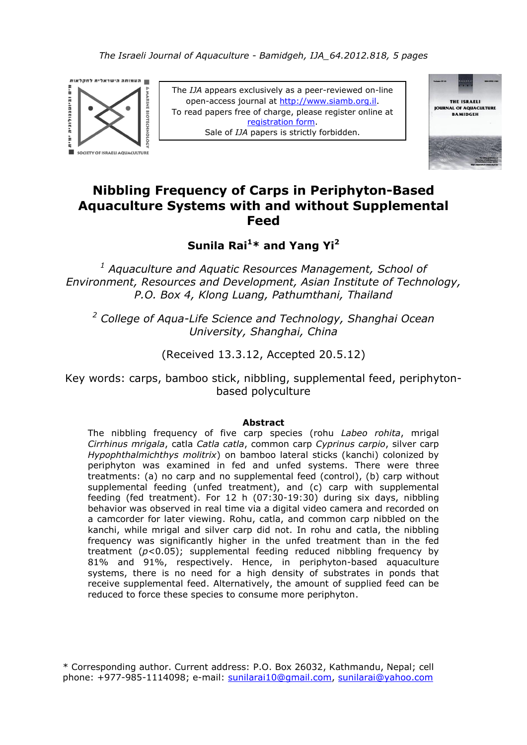# Nibbling Frequency of Carps in Periphyton-Based Aquaculture Systems with and without Supplemental Feed

## Sunila Rai[1]* and Yang Yi[2]

*[1] Aquaculture and Aquatic Resources Management, School of Environment, Resources and Development, Asian Institute of Technology, P.O. Box 4, Klong Luang, Pathumthani, Thailand*

*[2] College of Aqua-Life Science and Technology, Shanghai Ocean University, Shanghai, China*

(Received 13.3.12, Accepted 20.5.12)

Key words: carps, bamboo stick, nibbling, supplemental feed, periphyton-based polyculture

**Abstract**

The nibbling frequency of five carp species (rohu *Labeo rohita*, mrigal *Cirrhinus mrigala*, catla *Catla catla*, common carp *Cyprinus carpio*, silver carp *Hypophthalmichthys molitrix*) on bamboo lateral sticks (kanchi) colonized by periphyton was examined in fed and unfed systems. There were three treatments: (a) no carp and no supplemental feed (control), (b) carp without supplemental feeding (unfed treatment), and (c) carp with supplemental feeding (fed treatment). For 12 h (07:30-19:30) during six days, nibbling behavior was observed in real time via a digital video camera and recorded on a camcorder for later viewing. Rohu, catla, and common carp nibbled on the kanchi, while mrigal and silver carp did not. In rohu and catla, the nibbling frequency was significantly higher in the unfed treatment than in the fed treatment ($p<0.05$); supplemental feeding reduced nibbling frequency by 81% and 91%, respectively. Hence, in periphyton-based aquaculture systems, there is no need for a high density of substrates in ponds that receive supplemental feed. Alternatively, the amount of supplied feed can be reduced to force these species to consume more periphyton.

\* Corresponding author. Current address: P.O. Box 26032, Kathmandu, Nepal; cell phone: +977-985-1114098; e-mail: sunilarai10@gmail.com, sunilarai@yahoo.com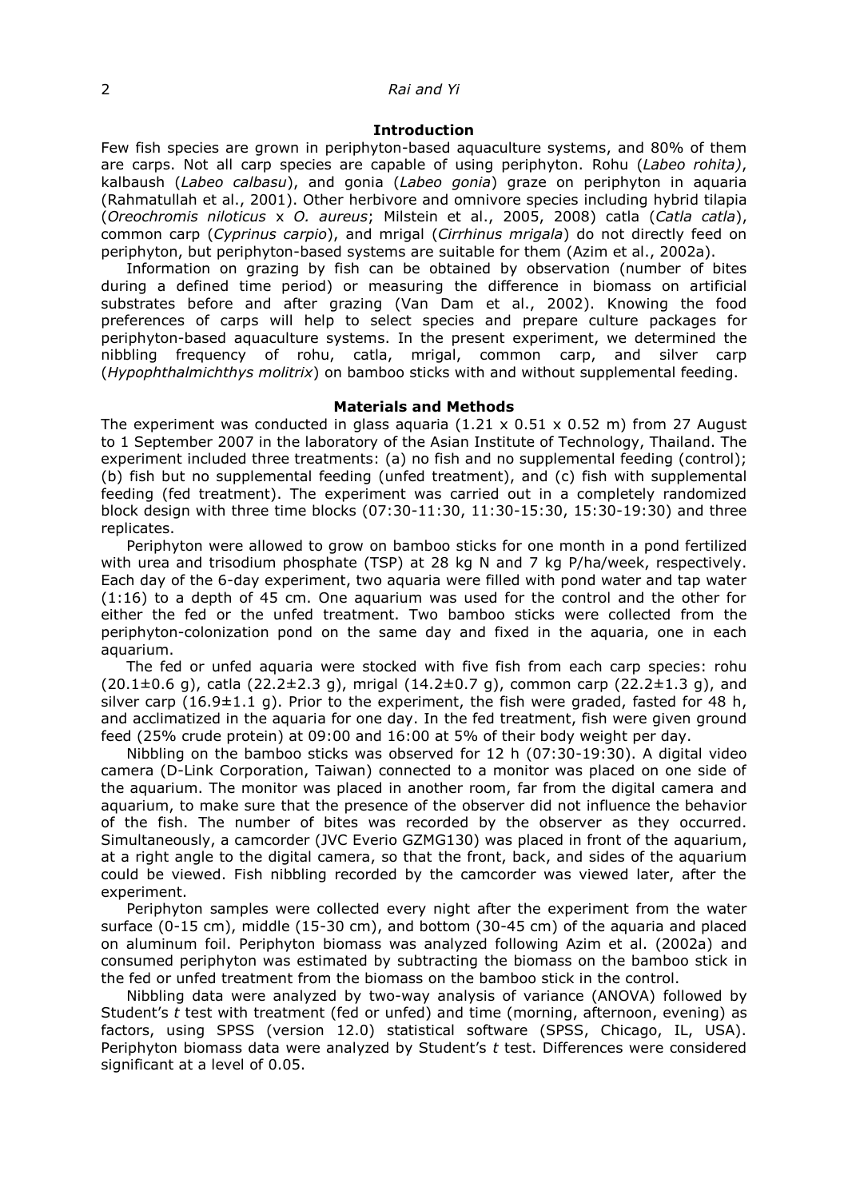## Introduction

Few fish species are grown in periphyton-based aquaculture systems, and 80% of them are carps. Not all carp species are capable of using periphyton. Rohu (*Labeo rohita)*, kalbaush (*Labeo calbasu*), and gonia (*Labeo gonia*) graze on periphyton in aquaria (Rahmatullah et al., 2001). Other herbivore and omnivore species including hybrid tilapia (*Oreochromis niloticus* x *O. aureus*; Milstein et al., 2005, 2008) catla (*Catla catla*), common carp (*Cyprinus carpio*), and mrigal (*Cirrhinus mrigala*) do not directly feed on periphyton, but periphyton-based systems are suitable for them (Azim et al., 2002a).

Information on grazing by fish can be obtained by observation (number of bites during a defined time period) or measuring the difference in biomass on artificial substrates before and after grazing (Van Dam et al., 2002). Knowing the food preferences of carps will help to select species and prepare culture packages for periphyton-based aquaculture systems. In the present experiment, we determined the nibbling frequency of rohu, catla, mrigal, common carp, and silver carp (*Hypophthalmichthys molitrix*) on bamboo sticks with and without supplemental feeding.

## Materials and Methods

The experiment was conducted in glass aquaria (1.21 x 0.51 x 0.52 m) from 27 August to 1 September 2007 in the laboratory of the Asian Institute of Technology, Thailand. The experiment included three treatments: (a) no fish and no supplemental feeding (control); (b) fish but no supplemental feeding (unfed treatment), and (c) fish with supplemental feeding (fed treatment). The experiment was carried out in a completely randomized block design with three time blocks (07:30-11:30, 11:30-15:30, 15:30-19:30) and three replicates.

Periphyton were allowed to grow on bamboo sticks for one month in a pond fertilized with urea and trisodium phosphate (TSP) at 28 kg N and 7 kg P/ha/week, respectively. Each day of the 6-day experiment, two aquaria were filled with pond water and tap water (1:16) to a depth of 45 cm. One aquarium was used for the control and the other for either the fed or the unfed treatment. Two bamboo sticks were collected from the periphyton-colonization pond on the same day and fixed in the aquaria, one in each aquarium.

The fed or unfed aquaria were stocked with five fish from each carp species: rohu ($20.1\pm0.6$ g), catla ($22.2\pm2.3$ g), mrigal ($14.2\pm0.7$ g), common carp ($22.2\pm1.3$ g), and silver carp ($16.9\pm1.1$ g). Prior to the experiment, the fish were graded, fasted for 48 h, and acclimatized in the aquaria for one day. In the fed treatment, fish were given ground feed (25% crude protein) at 09:00 and 16:00 at 5% of their body weight per day.

Nibbling on the bamboo sticks was observed for 12 h (07:30-19:30). A digital video camera (D-Link Corporation, Taiwan) connected to a monitor was placed on one side of the aquarium. The monitor was placed in another room, far from the digital camera and aquarium, to make sure that the presence of the observer did not influence the behavior of the fish. The number of bites was recorded by the observer as they occurred. Simultaneously, a camcorder (JVC Everio GZMG130) was placed in front of the aquarium, at a right angle to the digital camera, so that the front, back, and sides of the aquarium could be viewed. Fish nibbling recorded by the camcorder was viewed later, after the experiment.

Periphyton samples were collected every night after the experiment from the water surface (0-15 cm), middle (15-30 cm), and bottom (30-45 cm) of the aquaria and placed on aluminum foil. Periphyton biomass was analyzed following Azim et al. (2002a) and consumed periphyton was estimated by subtracting the biomass on the bamboo stick in the fed or unfed treatment from the biomass on the bamboo stick in the control.

Nibbling data were analyzed by two-way analysis of variance (ANOVA) followed by Student's *t* test with treatment (fed or unfed) and time (morning, afternoon, evening) as factors, using SPSS (version 12.0) statistical software (SPSS, Chicago, IL, USA). Periphyton biomass data were analyzed by Student's *t* test. Differences were considered significant at a level of 0.05.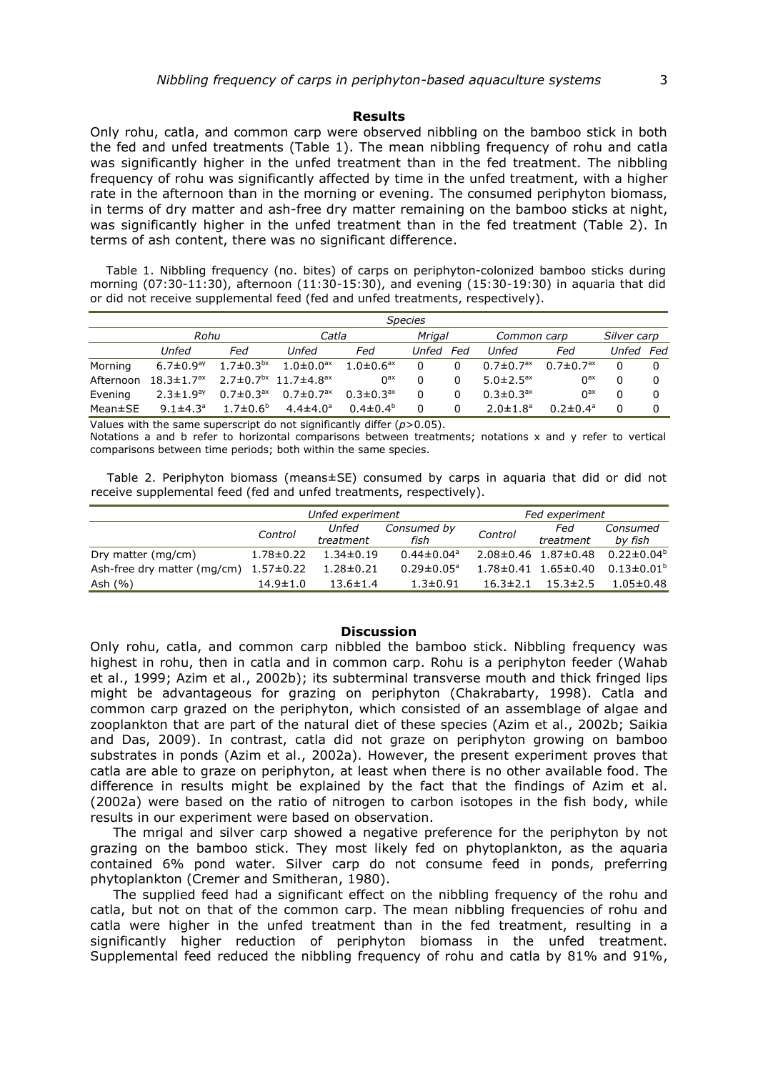## Results

Only rohu, catla, and common carp were observed nibbling on the bamboo stick in both the fed and unfed treatments (Table 1). The mean nibbling frequency of rohu and catla was significantly higher in the unfed treatment than in the fed treatment. The nibbling frequency of rohu was significantly affected by time in the unfed treatment, with a higher rate in the afternoon than in the morning or evening. The consumed periphyton biomass, in terms of dry matter and ash-free dry matter remaining on the bamboo sticks at night, was significantly higher in the unfed treatment than in the fed treatment (Table 2). In terms of ash content, there was no significant difference.

Table 1. Nibbling frequency (no. bites) of carps on periphyton-colonized bamboo sticks during morning (07:30-11:30), afternoon (11:30-15:30), and evening (15:30-19:30) in aquaria that did or did not receive supplemental feed (fed and unfed treatments, respectively).

| | *Species* | | | | | | | | | |
|---|---|---|---|---|---|---|---|---|---|---|
| | *Rohu* | | *Catla* | | *Mrigal* | | *Common carp* | | *Silver carp* | |
| | *Unfed* | *Fed* | *Unfed* | *Fed* | *Unfed* | *Fed* | *Unfed* | *Fed* | *Unfed* | *Fed* |
| Morning | 6.7±0.9$^{ay}$ | 1.7±0.3$^{bx}$ | 1.0±0.0$^{ax}$ | 1.0±0.6$^{ax}$ | 0 | 0 | 0.7±0.7$^{ax}$ | 0.7±0.7$^{ax}$ | 0 | 0 |
| Afternoon | 18.3±1.7$^{ax}$ | 2.7±0.7$^{bx}$ | 11.7±4.8$^{ax}$ | 0$^{ax}$ | 0 | 0 | 5.0±2.5$^{ax}$ | 0$^{ax}$ | 0 | 0 |
| Evening | 2.3±1.9$^{ay}$ | 0.7±0.3$^{ax}$ | 0.7±0.7$^{ax}$ | 0.3±0.3$^{ax}$ | 0 | 0 | 0.3±0.3$^{ax}$ | 0$^{ax}$ | 0 | 0 |
| Mean±SE | 9.1±4.3$^{a}$ | 1.7±0.6$^{b}$ | 4.4±4.0$^{a}$ | 0.4±0.4$^{b}$ | 0 | 0 | 2.0±1.8$^{a}$ | 0.2±0.4$^{a}$ | 0 | 0 |

Values with the same superscript do not significantly differ ($p$>0.05).
Notations a and b refer to horizontal comparisons between treatments; notations x and y refer to vertical comparisons between time periods; both within the same species.

Table 2. Periphyton biomass (means±SE) consumed by carps in aquaria that did or did not receive supplemental feed (fed and unfed treatments, respectively).

| | *Unfed experiment* | | | *Fed experiment* | | |
|---|---|---|---|---|---|---|
| | *Control* | *Unfed treatment* | *Consumed by fish* | *Control* | *Fed treatment* | *Consumed by fish* |
| Dry matter (mg/cm) | 1.78±0.22 | 1.34±0.19 | 0.44±0.04$^{a}$ | 2.08±0.46 | 1.87±0.48 | 0.22±0.04$^{b}$ |
| Ash-free dry matter (mg/cm) | 1.57±0.22 | 1.28±0.21 | 0.29±0.05$^{a}$ | 1.78±0.41 | 1.65±0.40 | 0.13±0.01$^{b}$ |
| Ash (%) | 14.9±1.0 | 13.6±1.4 | 1.3±0.91 | 16.3±2.1 | 15.3±2.5 | 1.05±0.48 |

## Discussion

Only rohu, catla, and common carp nibbled the bamboo stick. Nibbling frequency was highest in rohu, then in catla and in common carp. Rohu is a periphyton feeder (Wahab et al., 1999; Azim et al., 2002b); its subterminal transverse mouth and thick fringed lips might be advantageous for grazing on periphyton (Chakrabarty, 1998). Catla and common carp grazed on the periphyton, which consisted of an assemblage of algae and zooplankton that are part of the natural diet of these species (Azim et al., 2002b; Saikia and Das, 2009). In contrast, catla did not graze on periphyton growing on bamboo substrates in ponds (Azim et al., 2002a). However, the present experiment proves that catla are able to graze on periphyton, at least when there is no other available food. The difference in results might be explained by the fact that the findings of Azim et al. (2002a) were based on the ratio of nitrogen to carbon isotopes in the fish body, while results in our experiment were based on observation.

The mrigal and silver carp showed a negative preference for the periphyton by not grazing on the bamboo stick. They most likely fed on phytoplankton, as the aquaria contained 6% pond water. Silver carp do not consume feed in ponds, preferring phytoplankton (Cremer and Smitheran, 1980).

The supplied feed had a significant effect on the nibbling frequency of the rohu and catla, but not on that of the common carp. The mean nibbling frequencies of rohu and catla were higher in the unfed treatment than in the fed treatment, resulting in a significantly higher reduction of periphyton biomass in the unfed treatment. Supplemental feed reduced the nibbling frequency of rohu and catla by 81% and 91%,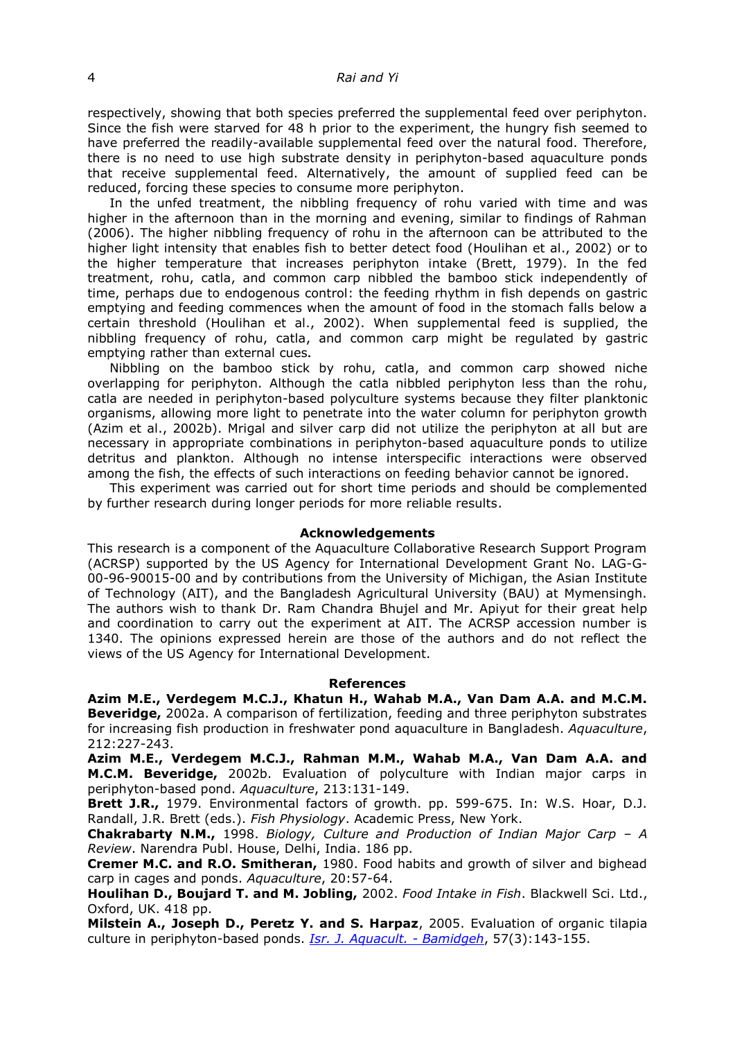respectively, showing that both species preferred the supplemental feed over periphyton. Since the fish were starved for 48 h prior to the experiment, the hungry fish seemed to have preferred the readily-available supplemental feed over the natural food. Therefore, there is no need to use high substrate density in periphyton-based aquaculture ponds that receive supplemental feed. Alternatively, the amount of supplied feed can be reduced, forcing these species to consume more periphyton.

In the unfed treatment, the nibbling frequency of rohu varied with time and was higher in the afternoon than in the morning and evening, similar to findings of Rahman (2006). The higher nibbling frequency of rohu in the afternoon can be attributed to the higher light intensity that enables fish to better detect food (Houlihan et al., 2002) or to the higher temperature that increases periphyton intake (Brett, 1979). In the fed treatment, rohu, catla, and common carp nibbled the bamboo stick independently of time, perhaps due to endogenous control: the feeding rhythm in fish depends on gastric emptying and feeding commences when the amount of food in the stomach falls below a certain threshold (Houlihan et al., 2002). When supplemental feed is supplied, the nibbling frequency of rohu, catla, and common carp might be regulated by gastric emptying rather than external cues.

Nibbling on the bamboo stick by rohu, catla, and common carp showed niche overlapping for periphyton. Although the catla nibbled periphyton less than the rohu, catla are needed in periphyton-based polyculture systems because they filter planktonic organisms, allowing more light to penetrate into the water column for periphyton growth (Azim et al., 2002b). Mrigal and silver carp did not utilize the periphyton at all but are necessary in appropriate combinations in periphyton-based aquaculture ponds to utilize detritus and plankton. Although no intense interspecific interactions were observed among the fish, the effects of such interactions on feeding behavior cannot be ignored.

This experiment was carried out for short time periods and should be complemented by further research during longer periods for more reliable results.

## Acknowledgements

This research is a component of the Aquaculture Collaborative Research Support Program (ACRSP) supported by the US Agency for International Development Grant No. LAG-G-00-96-90015-00 and by contributions from the University of Michigan, the Asian Institute of Technology (AIT), and the Bangladesh Agricultural University (BAU) at Mymensingh. The authors wish to thank Dr. Ram Chandra Bhujel and Mr. Apiyut for their great help and coordination to carry out the experiment at AIT. The ACRSP accession number is 1340. The opinions expressed herein are those of the authors and do not reflect the views of the US Agency for International Development.

## References

**Azim M.E., Verdegem M.C.J., Khatun H., Wahab M.A., Van Dam A.A. and M.C.M. Beveridge,** 2002a. A comparison of fertilization, feeding and three periphyton substrates for increasing fish production in freshwater pond aquaculture in Bangladesh. *Aquaculture*, 212:227-243.

**Azim M.E., Verdegem M.C.J., Rahman M.M., Wahab M.A., Van Dam A.A. and M.C.M. Beveridge,** 2002b. Evaluation of polyculture with Indian major carps in periphyton-based pond. *Aquaculture*, 213:131-149.

**Brett J.R.,** 1979. Environmental factors of growth. pp. 599-675. In: W.S. Hoar, D.J. Randall, J.R. Brett (eds.). *Fish Physiology*. Academic Press, New York.

**Chakrabarty N.M.,** 1998. *Biology, Culture and Production of Indian Major Carp – A Review*. Narendra Publ. House, Delhi, India. 186 pp.

**Cremer M.C. and R.O. Smitheran,** 1980. Food habits and growth of silver and bighead carp in cages and ponds. *Aquaculture*, 20:57-64.

**Houlihan D., Boujard T. and M. Jobling,** 2002. *Food Intake in Fish*. Blackwell Sci. Ltd., Oxford, UK. 418 pp.

**Milstein A., Joseph D., Peretz Y. and S. Harpaz**, 2005. Evaluation of organic tilapia culture in periphyton-based ponds. *Isr. J. Aquacult. - Bamidgeh*, 57(3):143-155.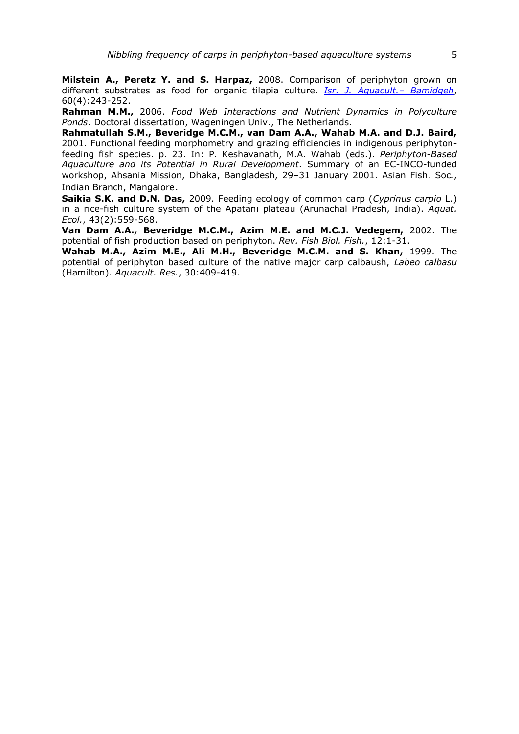**Milstein A., Peretz Y. and S. Harpaz,** 2008. Comparison of periphyton grown on different substrates as food for organic tilapia culture. *Isr. J. Aquacult.– Bamidgeh*, 60(4):243-252.

**Rahman M.M.,** 2006. *Food Web Interactions and Nutrient Dynamics in Polyculture Ponds*. Doctoral dissertation, Wageningen Univ., The Netherlands.

**Rahmatullah S.M., Beveridge M.C.M., van Dam A.A., Wahab M.A. and D.J. Baird,** 2001. Functional feeding morphometry and grazing efficiencies in indigenous periphyton-feeding fish species. p. 23. In: P. Keshavanath, M.A. Wahab (eds.). *Periphyton-Based Aquaculture and its Potential in Rural Development*. Summary of an EC-INCO-funded workshop, Ahsania Mission, Dhaka, Bangladesh, 29–31 January 2001. Asian Fish. Soc., Indian Branch, Mangalore.

**Saikia S.K. and D.N. Das,** 2009. Feeding ecology of common carp (*Cyprinus carpio* L.) in a rice-fish culture system of the Apatani plateau (Arunachal Pradesh, India). *Aquat. Ecol.*, 43(2):559-568.

**Van Dam A.A., Beveridge M.C.M., Azim M.E. and M.C.J. Vedegem,** 2002. The potential of fish production based on periphyton. *Rev. Fish Biol. Fish.*, 12:1-31.

**Wahab M.A., Azim M.E., Ali M.H., Beveridge M.C.M. and S. Khan,** 1999. The potential of periphyton based culture of the native major carp calbaush, *Labeo calbasu* (Hamilton). *Aquacult. Res.*, 30:409-419.